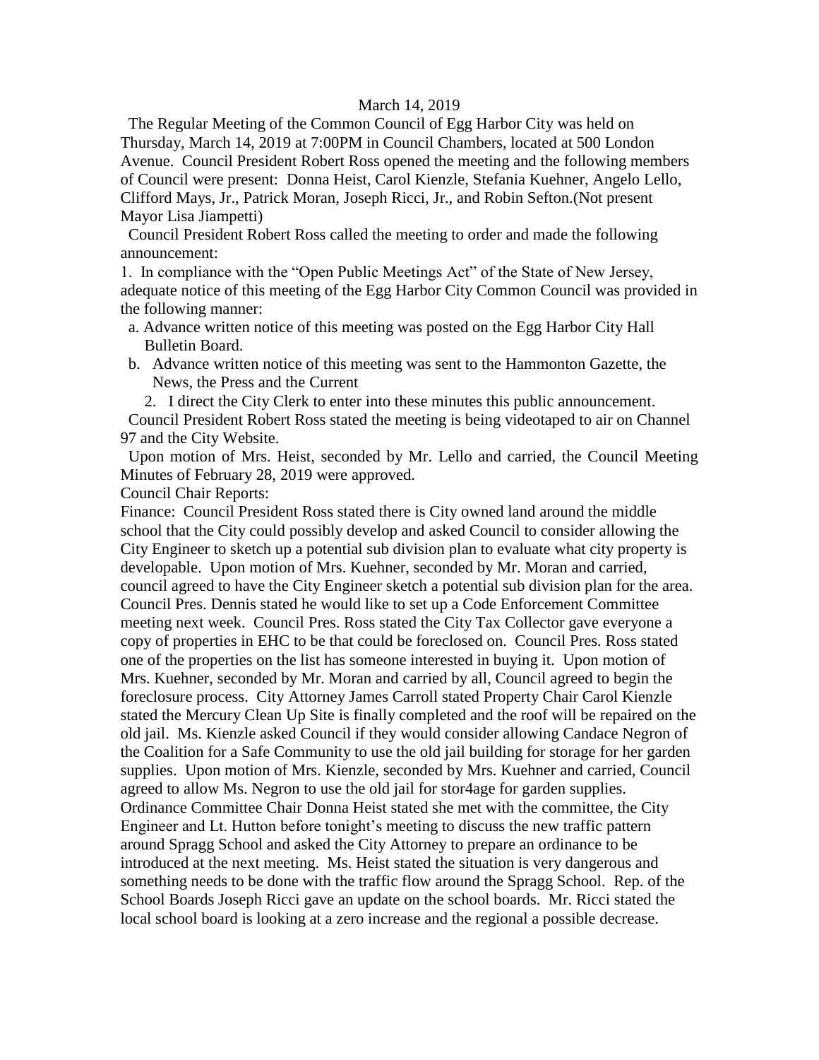March 14, 2019

The Regular Meeting of the Common Council of Egg Harbor City was held on Thursday, March 14, 2019 at 7:00PM in Council Chambers, located at 500 London Avenue. Council President Robert Ross opened the meeting and the following members of Council were present: Donna Heist, Carol Kienzle, Stefania Kuehner, Angelo Lello, Clifford Mays, Jr., Patrick Moran, Joseph Ricci, Jr., and Robin Sefton.(Not present Mayor Lisa Jiampetti)

Council President Robert Ross called the meeting to order and made the following announcement:

1. In compliance with the "Open Public Meetings Act" of the State of New Jersey, adequate notice of this meeting of the Egg Harbor City Common Council was provided in the following manner:

  a. Advance written notice of this meeting was posted on the Egg Harbor City Hall Bulletin Board.

  b. Advance written notice of this meeting was sent to the Hammonton Gazette, the News, the Press and the Current

2. I direct the City Clerk to enter into these minutes this public announcement.

Council President Robert Ross stated the meeting is being videotaped to air on Channel 97 and the City Website.

Upon motion of Mrs. Heist, seconded by Mr. Lello and carried, the Council Meeting Minutes of February 28, 2019 were approved.

Council Chair Reports:

Finance: Council President Ross stated there is City owned land around the middle school that the City could possibly develop and asked Council to consider allowing the City Engineer to sketch up a potential sub division plan to evaluate what city property is developable. Upon motion of Mrs. Kuehner, seconded by Mr. Moran and carried, council agreed to have the City Engineer sketch a potential sub division plan for the area. Council Pres. Dennis stated he would like to set up a Code Enforcement Committee meeting next week. Council Pres. Ross stated the City Tax Collector gave everyone a copy of properties in EHC to be that could be foreclosed on. Council Pres. Ross stated one of the properties on the list has someone interested in buying it. Upon motion of Mrs. Kuehner, seconded by Mr. Moran and carried by all, Council agreed to begin the foreclosure process. City Attorney James Carroll stated Property Chair Carol Kienzle stated the Mercury Clean Up Site is finally completed and the roof will be repaired on the old jail. Ms. Kienzle asked Council if they would consider allowing Candace Negron of the Coalition for a Safe Community to use the old jail building for storage for her garden supplies. Upon motion of Mrs. Kienzle, seconded by Mrs. Kuehner and carried, Council agreed to allow Ms. Negron to use the old jail for stor4age for garden supplies. Ordinance Committee Chair Donna Heist stated she met with the committee, the City Engineer and Lt. Hutton before tonight's meeting to discuss the new traffic pattern around Spragg School and asked the City Attorney to prepare an ordinance to be introduced at the next meeting. Ms. Heist stated the situation is very dangerous and something needs to be done with the traffic flow around the Spragg School. Rep. of the School Boards Joseph Ricci gave an update on the school boards. Mr. Ricci stated the local school board is looking at a zero increase and the regional a possible decrease.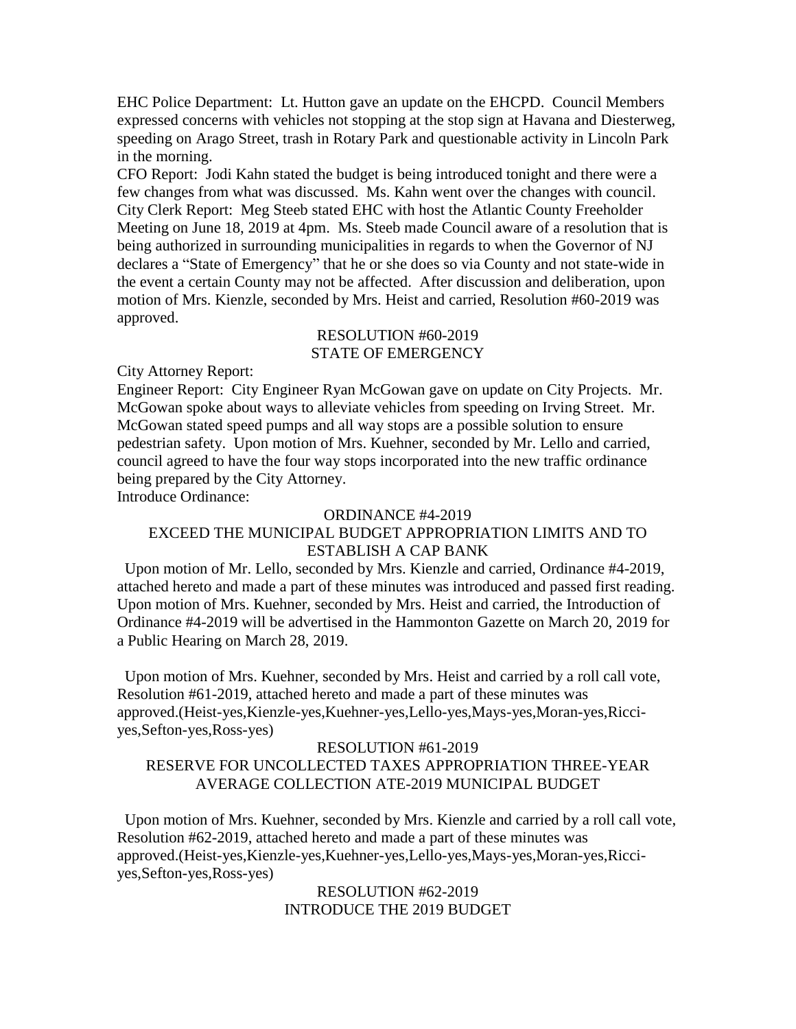EHC Police Department: Lt. Hutton gave an update on the EHCPD. Council Members expressed concerns with vehicles not stopping at the stop sign at Havana and Diesterweg, speeding on Arago Street, trash in Rotary Park and questionable activity in Lincoln Park in the morning.

CFO Report: Jodi Kahn stated the budget is being introduced tonight and there were a few changes from what was discussed. Ms. Kahn went over the changes with council.

City Clerk Report: Meg Steeb stated EHC with host the Atlantic County Freeholder Meeting on June 18, 2019 at 4pm. Ms. Steeb made Council aware of a resolution that is being authorized in surrounding municipalities in regards to when the Governor of NJ declares a "State of Emergency" that he or she does so via County and not state-wide in the event a certain County may not be affected. After discussion and deliberation, upon motion of Mrs. Kienzle, seconded by Mrs. Heist and carried, Resolution #60-2019 was approved.

RESOLUTION #60-2019
STATE OF EMERGENCY

City Attorney Report:

Engineer Report: City Engineer Ryan McGowan gave on update on City Projects. Mr. McGowan spoke about ways to alleviate vehicles from speeding on Irving Street. Mr. McGowan stated speed pumps and all way stops are a possible solution to ensure pedestrian safety. Upon motion of Mrs. Kuehner, seconded by Mr. Lello and carried, council agreed to have the four way stops incorporated into the new traffic ordinance being prepared by the City Attorney.

Introduce Ordinance:

ORDINANCE #4-2019
EXCEED THE MUNICIPAL BUDGET APPROPRIATION LIMITS AND TO ESTABLISH A CAP BANK

Upon motion of Mr. Lello, seconded by Mrs. Kienzle and carried, Ordinance #4-2019, attached hereto and made a part of these minutes was introduced and passed first reading. Upon motion of Mrs. Kuehner, seconded by Mrs. Heist and carried, the Introduction of Ordinance #4-2019 will be advertised in the Hammonton Gazette on March 20, 2019 for a Public Hearing on March 28, 2019.

Upon motion of Mrs. Kuehner, seconded by Mrs. Heist and carried by a roll call vote, Resolution #61-2019, attached hereto and made a part of these minutes was approved.(Heist-yes,Kienzle-yes,Kuehner-yes,Lello-yes,Mays-yes,Moran-yes,Ricci-yes,Sefton-yes,Ross-yes)

RESOLUTION #61-2019
RESERVE FOR UNCOLLECTED TAXES APPROPRIATION THREE-YEAR AVERAGE COLLECTION ATE-2019 MUNICIPAL BUDGET

Upon motion of Mrs. Kuehner, seconded by Mrs. Kienzle and carried by a roll call vote, Resolution #62-2019, attached hereto and made a part of these minutes was approved.(Heist-yes,Kienzle-yes,Kuehner-yes,Lello-yes,Mays-yes,Moran-yes,Ricci-yes,Sefton-yes,Ross-yes)

RESOLUTION #62-2019
INTRODUCE THE 2019 BUDGET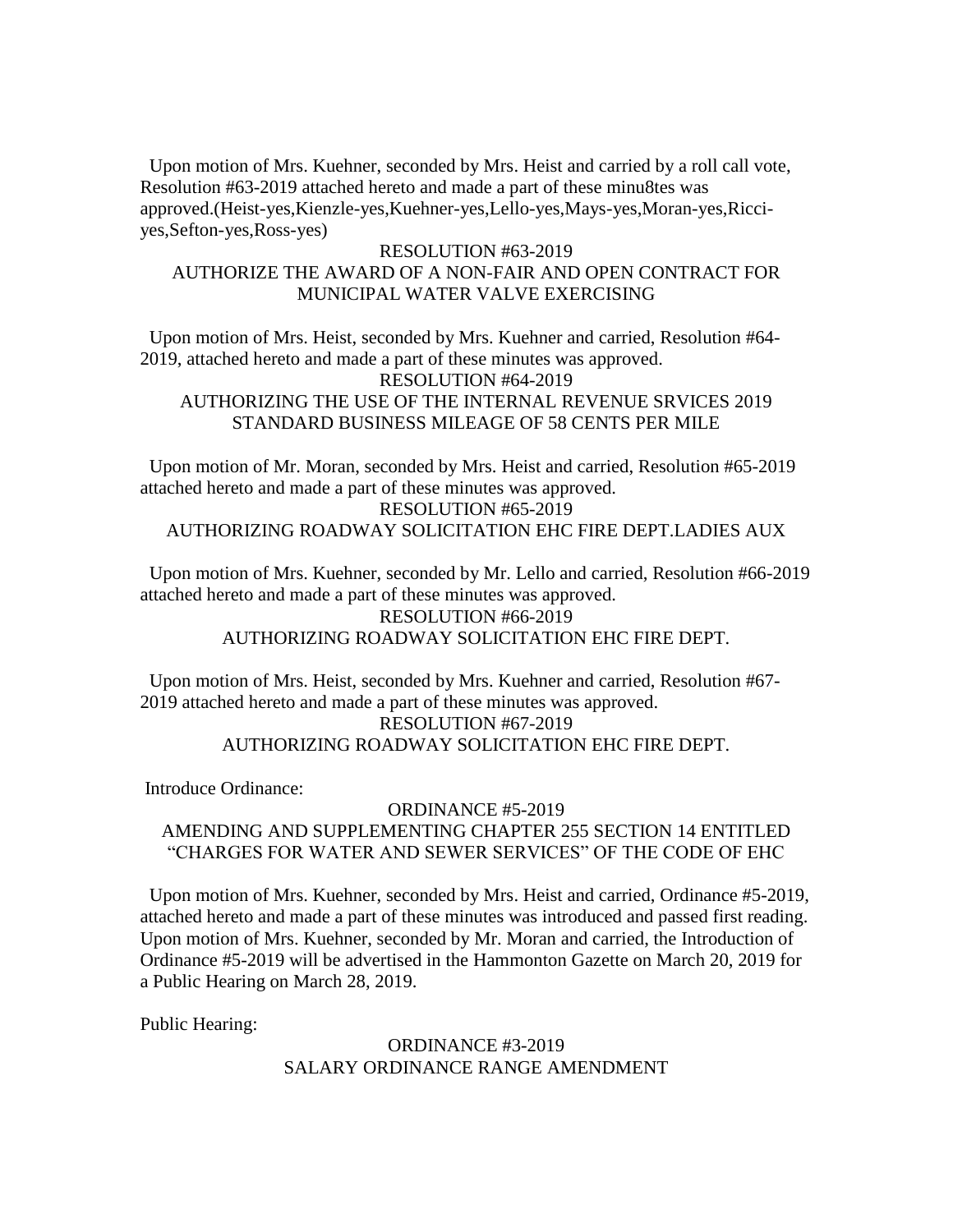Upon motion of Mrs. Kuehner, seconded by Mrs. Heist and carried by a roll call vote, Resolution #63-2019 attached hereto and made a part of these minu8tes was approved.(Heist-yes,Kienzle-yes,Kuehner-yes,Lello-yes,Mays-yes,Moran-yes,Ricci-yes,Sefton-yes,Ross-yes)

RESOLUTION #63-2019
AUTHORIZE THE AWARD OF A NON-FAIR AND OPEN CONTRACT FOR MUNICIPAL WATER VALVE EXERCISING

Upon motion of Mrs. Heist, seconded by Mrs. Kuehner and carried, Resolution #64-2019, attached hereto and made a part of these minutes was approved.

RESOLUTION #64-2019
AUTHORIZING THE USE OF THE INTERNAL REVENUE SRVICES 2019 STANDARD BUSINESS MILEAGE OF 58 CENTS PER MILE

Upon motion of Mr. Moran, seconded by Mrs. Heist and carried, Resolution #65-2019 attached hereto and made a part of these minutes was approved.

RESOLUTION #65-2019
AUTHORIZING ROADWAY SOLICITATION EHC FIRE DEPT.LADIES AUX

Upon motion of Mrs. Kuehner, seconded by Mr. Lello and carried, Resolution #66-2019 attached hereto and made a part of these minutes was approved.

RESOLUTION #66-2019
AUTHORIZING ROADWAY SOLICITATION EHC FIRE DEPT.

Upon motion of Mrs. Heist, seconded by Mrs. Kuehner and carried, Resolution #67-2019 attached hereto and made a part of these minutes was approved.

RESOLUTION #67-2019
AUTHORIZING ROADWAY SOLICITATION EHC FIRE DEPT.

Introduce Ordinance:

ORDINANCE #5-2019
AMENDING AND SUPPLEMENTING CHAPTER 255 SECTION 14 ENTITLED "CHARGES FOR WATER AND SEWER SERVICES" OF THE CODE OF EHC

Upon motion of Mrs. Kuehner, seconded by Mrs. Heist and carried, Ordinance #5-2019, attached hereto and made a part of these minutes was introduced and passed first reading. Upon motion of Mrs. Kuehner, seconded by Mr. Moran and carried, the Introduction of Ordinance #5-2019 will be advertised in the Hammonton Gazette on March 20, 2019 for a Public Hearing on March 28, 2019.

Public Hearing:

ORDINANCE #3-2019
SALARY ORDINANCE RANGE AMENDMENT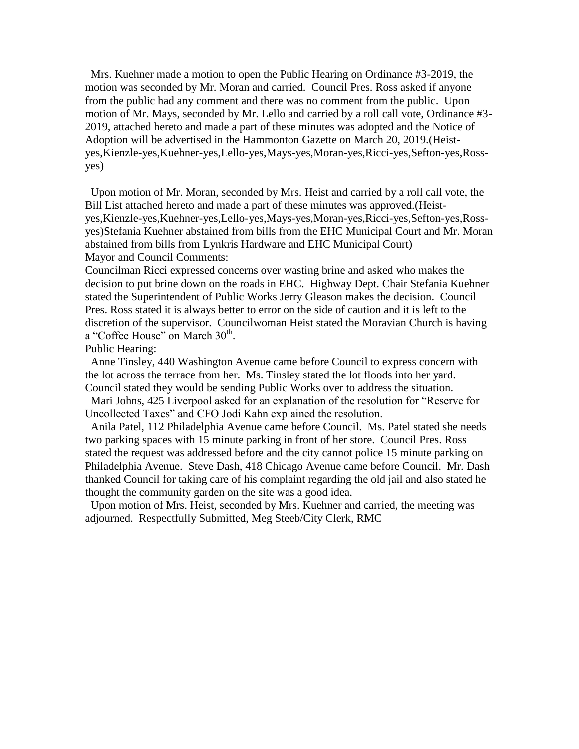Mrs. Kuehner made a motion to open the Public Hearing on Ordinance #3-2019, the motion was seconded by Mr. Moran and carried. Council Pres. Ross asked if anyone from the public had any comment and there was no comment from the public. Upon motion of Mr. Mays, seconded by Mr. Lello and carried by a roll call vote, Ordinance #3-2019, attached hereto and made a part of these minutes was adopted and the Notice of Adoption will be advertised in the Hammonton Gazette on March 20, 2019.(Heist-yes,Kienzle-yes,Kuehner-yes,Lello-yes,Mays-yes,Moran-yes,Ricci-yes,Sefton-yes,Ross-yes)

Upon motion of Mr. Moran, seconded by Mrs. Heist and carried by a roll call vote, the Bill List attached hereto and made a part of these minutes was approved.(Heist-yes,Kienzle-yes,Kuehner-yes,Lello-yes,Mays-yes,Moran-yes,Ricci-yes,Sefton-yes,Ross-yes)Stefania Kuehner abstained from bills from the EHC Municipal Court and Mr. Moran abstained from bills from Lynkris Hardware and EHC Municipal Court)

Mayor and Council Comments:

Councilman Ricci expressed concerns over wasting brine and asked who makes the decision to put brine down on the roads in EHC. Highway Dept. Chair Stefania Kuehner stated the Superintendent of Public Works Jerry Gleason makes the decision. Council Pres. Ross stated it is always better to error on the side of caution and it is left to the discretion of the supervisor. Councilwoman Heist stated the Moravian Church is having a "Coffee House" on March 30th.

Public Hearing:

Anne Tinsley, 440 Washington Avenue came before Council to express concern with the lot across the terrace from her. Ms. Tinsley stated the lot floods into her yard. Council stated they would be sending Public Works over to address the situation.

Mari Johns, 425 Liverpool asked for an explanation of the resolution for "Reserve for Uncollected Taxes" and CFO Jodi Kahn explained the resolution.

Anila Patel, 112 Philadelphia Avenue came before Council. Ms. Patel stated she needs two parking spaces with 15 minute parking in front of her store. Council Pres. Ross stated the request was addressed before and the city cannot police 15 minute parking on Philadelphia Avenue. Steve Dash, 418 Chicago Avenue came before Council. Mr. Dash thanked Council for taking care of his complaint regarding the old jail and also stated he thought the community garden on the site was a good idea.

Upon motion of Mrs. Heist, seconded by Mrs. Kuehner and carried, the meeting was adjourned. Respectfully Submitted, Meg Steeb/City Clerk, RMC